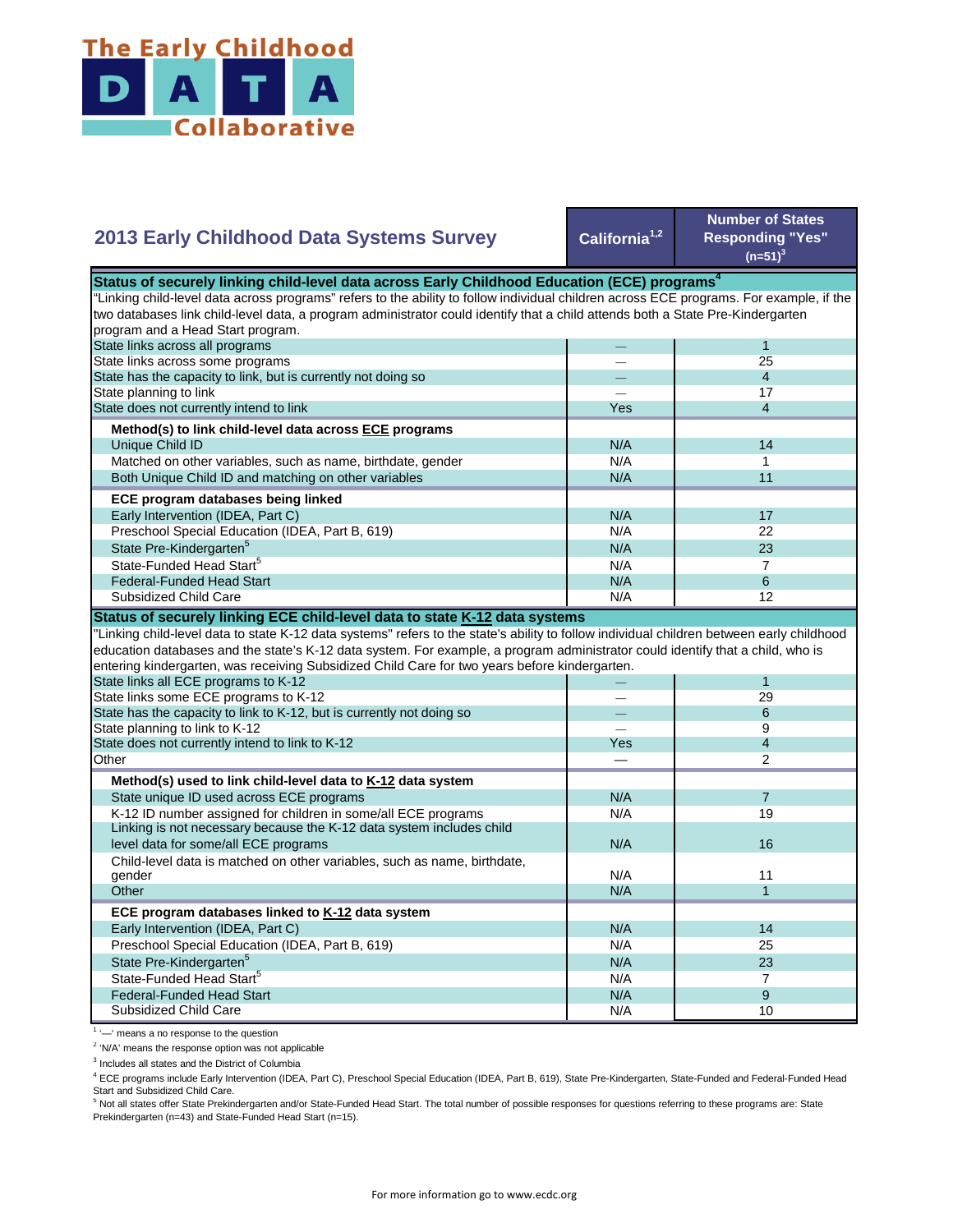# The Early Childhood DATA Collaborative

| 2013 Early Childhood Data Systems Survey | California[1,2] | Number of States Responding "Yes" (n=51)[3] |
|---|---|---|
| **Status of securely linking child-level data across Early Childhood Education (ECE) programs[4]** | | |
| "Linking child-level data across programs" refers to the ability to follow individual children across ECE programs. For example, if the two databases link child-level data, a program administrator could identify that a child attends both a State Pre-Kindergarten program and a Head Start program. | | |
| State links across all programs | — | 1 |
| State links across some programs | — | 25 |
| State has the capacity to link, but is currently not doing so | — | 4 |
| State planning to link | — | 17 |
| State does not currently intend to link | Yes | 4 |
| **Method(s) to link child-level data across ECE programs** | | |
| Unique Child ID | N/A | 14 |
| Matched on other variables, such as name, birthdate, gender | N/A | 1 |
| Both Unique Child ID and matching on other variables | N/A | 11 |
| **ECE program databases being linked** | | |
| Early Intervention (IDEA, Part C) | N/A | 17 |
| Preschool Special Education (IDEA, Part B, 619) | N/A | 22 |
| State Pre-Kindergarten[5] | N/A | 23 |
| State-Funded Head Start[5] | N/A | 7 |
| Federal-Funded Head Start | N/A | 6 |
| Subsidized Child Care | N/A | 12 |
| **Status of securely linking ECE child-level data to state K-12 data systems** | | |
| "Linking child-level data to state K-12 data systems" refers to the state's ability to follow individual children between early childhood education databases and the state's K-12 data system. For example, a program administrator could identify that a child, who is entering kindergarten, was receiving Subsidized Child Care for two years before kindergarten. | | |
| State links all ECE programs to K-12 | — | 1 |
| State links some ECE programs to K-12 | — | 29 |
| State has the capacity to link to K-12, but is currently not doing so | — | 6 |
| State planning to link to K-12 | — | 9 |
| State does not currently intend to link to K-12 | Yes | 4 |
| Other | — | 2 |
| **Method(s) used to link child-level data to K-12 data system** | | |
| State unique ID used across ECE programs | N/A | 7 |
| K-12 ID number assigned for children in some/all ECE programs | N/A | 19 |
| Linking is not necessary because the K-12 data system includes child level data for some/all ECE programs | N/A | 16 |
| Child-level data is matched on other variables, such as name, birthdate, gender | N/A | 11 |
| Other | N/A | 1 |
| **ECE program databases linked to K-12 data system** | | |
| Early Intervention (IDEA, Part C) | N/A | 14 |
| Preschool Special Education (IDEA, Part B, 619) | N/A | 25 |
| State Pre-Kindergarten[5] | N/A | 23 |
| State-Funded Head Start[5] | N/A | 7 |
| Federal-Funded Head Start | N/A | 9 |
| Subsidized Child Care | N/A | 10 |

[1] '—' means a no response to the question

[2] 'N/A' means the response option was not applicable

[3] Includes all states and the District of Columbia

[4] ECE programs include Early Intervention (IDEA, Part C), Preschool Special Education (IDEA, Part B, 619), State Pre-Kindergarten, State-Funded and Federal-Funded Head Start and Subsidized Child Care.

[5] Not all states offer State Prekindergarten and/or State-Funded Head Start. The total number of possible responses for questions referring to these programs are: State Prekindergarten (n=43) and State-Funded Head Start (n=15).

For more information go to www.ecdc.org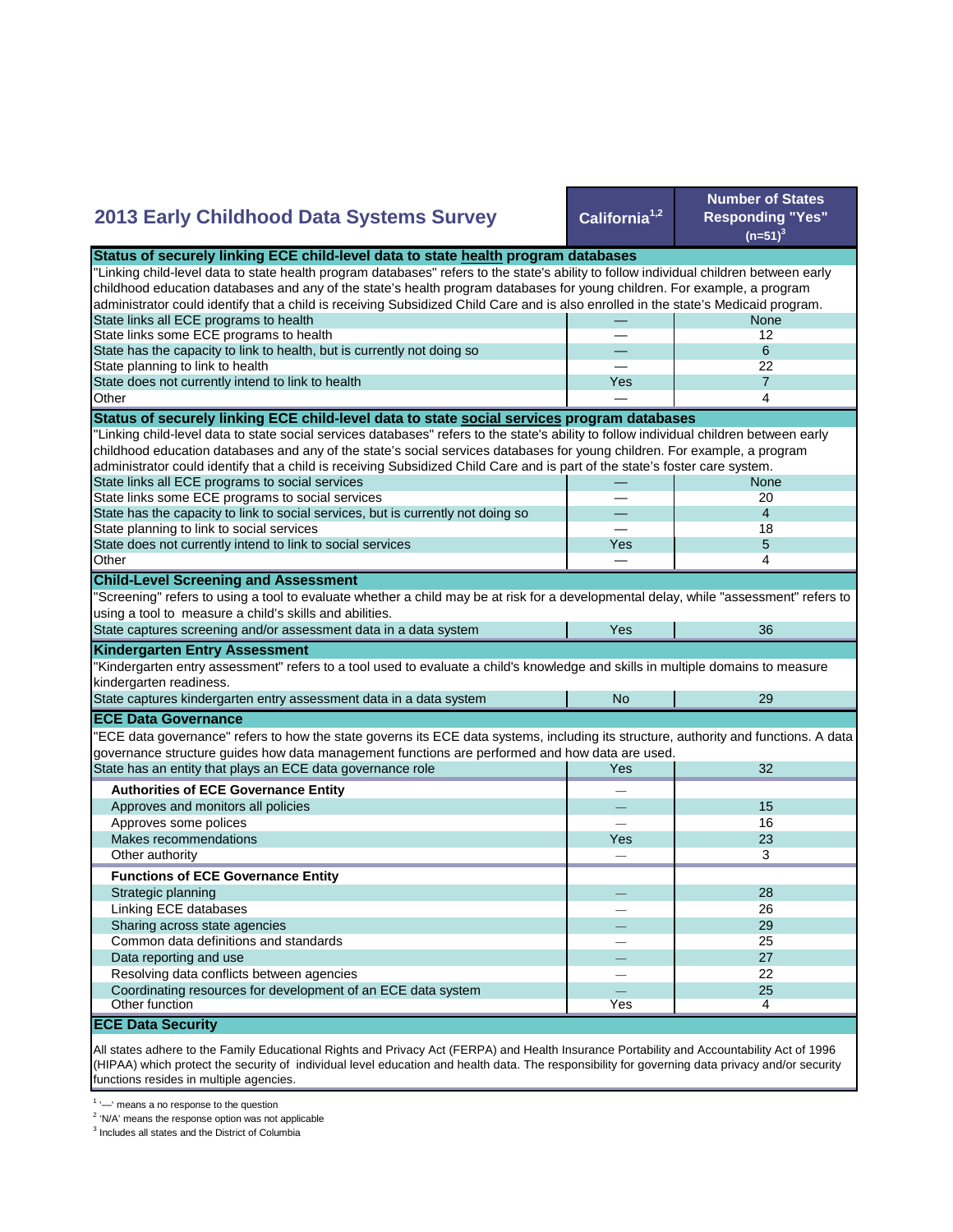| 2013 Early Childhood Data Systems Survey | California[1,2] | Number of States Responding "Yes" (n=51)[3] |
|---|---|---|
| **Status of securely linking ECE child-level data to state health program databases** | | |
| "Linking child-level data to state health program databases" refers to the state's ability to follow individual children between early childhood education databases and any of the state's health program databases for young children. For example, a program administrator could identify that a child is receiving Subsidized Child Care and is also enrolled in the state's Medicaid program. | | |
| State links all ECE programs to health | — | None |
| State links some ECE programs to health | — | 12 |
| State has the capacity to link to health, but is currently not doing so | — | 6 |
| State planning to link to health | — | 22 |
| State does not currently intend to link to health | Yes | 7 |
| Other | — | 4 |
| **Status of securely linking ECE child-level data to state social services program databases** | | |
| "Linking child-level data to state social services databases" refers to the state's ability to follow individual children between early childhood education databases and any of the state's social services databases for young children. For example, a program administrator could identify that a child is receiving Subsidized Child Care and is part of the state's foster care system. | | |
| State links all ECE programs to social services | — | None |
| State links some ECE programs to social services | — | 20 |
| State has the capacity to link to social services, but is currently not doing so | — | 4 |
| State planning to link to social services | — | 18 |
| State does not currently intend to link to social services | Yes | 5 |
| Other | — | 4 |
| **Child-Level Screening and Assessment** | | |
| "Screening" refers to using a tool to evaluate whether a child may be at risk for a developmental delay, while "assessment" refers to using a tool to measure a child's skills and abilities. | | |
| State captures screening and/or assessment data in a data system | Yes | 36 |
| **Kindergarten Entry Assessment** | | |
| "Kindergarten entry assessment" refers to a tool used to evaluate a child's knowledge and skills in multiple domains to measure kindergarten readiness. | | |
| State captures kindergarten entry assessment data in a data system | No | 29 |
| **ECE Data Governance** | | |
| "ECE data governance" refers to how the state governs its ECE data systems, including its structure, authority and functions. A data governance structure guides how data management functions are performed and how data are used. | | |
| State has an entity that plays an ECE data governance role | Yes | 32 |
| **Authorities of ECE Governance Entity** | — | |
| Approves and monitors all policies | — | 15 |
| Approves some polices | — | 16 |
| Makes recommendations | Yes | 23 |
| Other authority | — | 3 |
| **Functions of ECE Governance Entity** | | |
| Strategic planning | — | 28 |
| Linking ECE databases | — | 26 |
| Sharing across state agencies | — | 29 |
| Common data definitions and standards | — | 25 |
| Data reporting and use | — | 27 |
| Resolving data conflicts between agencies | — | 22 |
| Coordinating resources for development of an ECE data system | — | 25 |
| Other function | Yes | 4 |
| **ECE Data Security** | | |
| All states adhere to the Family Educational Rights and Privacy Act (FERPA) and Health Insurance Portability and Accountability Act of 1996 (HIPAA) which protect the security of individual level education and health data. The responsibility for governing data privacy and/or security functions resides in multiple agencies. | | |

[1] '—' means a no response to the question

[2] 'N/A' means the response option was not applicable

[3] Includes all states and the District of Columbia